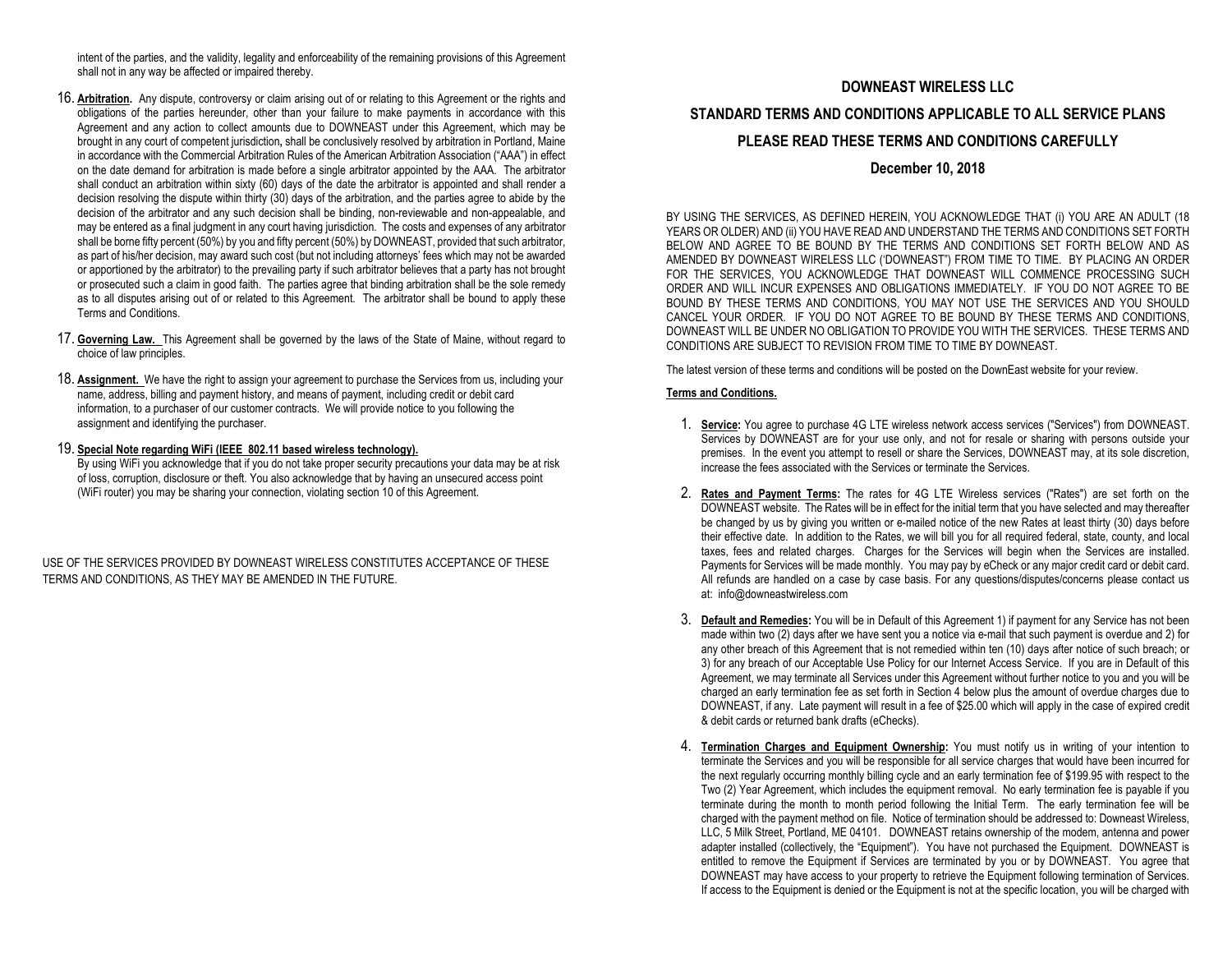intent of the parties, and the validity, legality and enforceability of the remaining provisions of this Agreement shall not in any way be affected or impaired thereby.

16. **Arbitration.** Any dispute, controversy or claim arising out of or relating to this Agreement or the rights and obligations of the parties hereunder, other than your failure to make payments in accordance with this Agreement and any action to collect amounts due to DOWNEAST under this Agreement, which may be brought in any court of competent jurisdiction**,** shall be conclusively resolved by arbitration in Portland, Maine in accordance with the Commercial Arbitration Rules of the American Arbitration Association ("AAA") in effect on the date demand for arbitration is made before a single arbitrator appointed by the AAA. The arbitrator shall conduct an arbitration within sixty (60) days of the date the arbitrator is appointed and shall render a decision resolving the dispute within thirty (30) days of the arbitration, and the parties agree to abide by the decision of the arbitrator and any such decision shall be binding, non-reviewable and non-appealable, and may be entered as a final judgment in any court having jurisdiction. The costs and expenses of any arbitrator shall be borne fifty percent (50%) by you and fifty percent (50%) by DOWNEAST, provided that such arbitrator, as part of his/her decision, may award such cost (but not including attorneys' fees which may not be awarded or apportioned by the arbitrator) to the prevailing party if such arbitrator believes that a party has not brought or prosecuted such a claim in good faith. The parties agree that binding arbitration shall be the sole remedy as to all disputes arising out of or related to this Agreement. The arbitrator shall be bound to apply these Terms and Conditions.

17. **Governing Law.** This Agreement shall be governed by the laws of the State of Maine, without regard to choice of law principles.

18. **Assignment.** We have the right to assign your agreement to purchase the Services from us, including your name, address, billing and payment history, and means of payment, including credit or debit card information, to a purchaser of our customer contracts. We will provide notice to you following the assignment and identifying the purchaser.

19. **Special Note regarding WiFi (IEEE 802.11 based wireless technology).**
By using WiFi you acknowledge that if you do not take proper security precautions your data may be at risk of loss, corruption, disclosure or theft. You also acknowledge that by having an unsecured access point (WiFi router) you may be sharing your connection, violating section 10 of this Agreement.

USE OF THE SERVICES PROVIDED BY DOWNEAST WIRELESS CONSTITUTES ACCEPTANCE OF THESE TERMS AND CONDITIONS, AS THEY MAY BE AMENDED IN THE FUTURE.

# DOWNEAST WIRELESS LLC

## STANDARD TERMS AND CONDITIONS APPLICABLE TO ALL SERVICE PLANS

## PLEASE READ THESE TERMS AND CONDITIONS CAREFULLY

### December 10, 2018

BY USING THE SERVICES, AS DEFINED HEREIN, YOU ACKNOWLEDGE THAT (i) YOU ARE AN ADULT (18 YEARS OR OLDER) AND (ii) YOU HAVE READ AND UNDERSTAND THE TERMS AND CONDITIONS SET FORTH BELOW AND AGREE TO BE BOUND BY THE TERMS AND CONDITIONS SET FORTH BELOW AND AS AMENDED BY DOWNEAST WIRELESS LLC ('DOWNEAST") FROM TIME TO TIME. BY PLACING AN ORDER FOR THE SERVICES, YOU ACKNOWLEDGE THAT DOWNEAST WILL COMMENCE PROCESSING SUCH ORDER AND WILL INCUR EXPENSES AND OBLIGATIONS IMMEDIATELY. IF YOU DO NOT AGREE TO BE BOUND BY THESE TERMS AND CONDITIONS, YOU MAY NOT USE THE SERVICES AND YOU SHOULD CANCEL YOUR ORDER. IF YOU DO NOT AGREE TO BE BOUND BY THESE TERMS AND CONDITIONS, DOWNEAST WILL BE UNDER NO OBLIGATION TO PROVIDE YOU WITH THE SERVICES. THESE TERMS AND CONDITIONS ARE SUBJECT TO REVISION FROM TIME TO TIME BY DOWNEAST.

The latest version of these terms and conditions will be posted on the DownEast website for your review.

**Terms and Conditions.**

1. **Service:** You agree to purchase 4G LTE wireless network access services ("Services") from DOWNEAST. Services by DOWNEAST are for your use only, and not for resale or sharing with persons outside your premises. In the event you attempt to resell or share the Services, DOWNEAST may, at its sole discretion, increase the fees associated with the Services or terminate the Services.

2. **Rates and Payment Terms:** The rates for 4G LTE Wireless services ("Rates") are set forth on the DOWNEAST website. The Rates will be in effect for the initial term that you have selected and may thereafter be changed by us by giving you written or e-mailed notice of the new Rates at least thirty (30) days before their effective date. In addition to the Rates, we will bill you for all required federal, state, county, and local taxes, fees and related charges. Charges for the Services will begin when the Services are installed. Payments for Services will be made monthly. You may pay by eCheck or any major credit card or debit card. All refunds are handled on a case by case basis. For any questions/disputes/concerns please contact us at: info@downeastwireless.com

3. **Default and Remedies:** You will be in Default of this Agreement 1) if payment for any Service has not been made within two (2) days after we have sent you a notice via e-mail that such payment is overdue and 2) for any other breach of this Agreement that is not remedied within ten (10) days after notice of such breach; or 3) for any breach of our Acceptable Use Policy for our Internet Access Service. If you are in Default of this Agreement, we may terminate all Services under this Agreement without further notice to you and you will be charged an early termination fee as set forth in Section 4 below plus the amount of overdue charges due to DOWNEAST, if any. Late payment will result in a fee of $25.00 which will apply in the case of expired credit & debit cards or returned bank drafts (eChecks).

4. **Termination Charges and Equipment Ownership:** You must notify us in writing of your intention to terminate the Services and you will be responsible for all service charges that would have been incurred for the next regularly occurring monthly billing cycle and an early termination fee of $199.95 with respect to the Two (2) Year Agreement, which includes the equipment removal. No early termination fee is payable if you terminate during the month to month period following the Initial Term. The early termination fee will be charged with the payment method on file. Notice of termination should be addressed to: Downeast Wireless, LLC, 5 Milk Street, Portland, ME 04101. DOWNEAST retains ownership of the modem, antenna and power adapter installed (collectively, the "Equipment"). You have not purchased the Equipment. DOWNEAST is entitled to remove the Equipment if Services are terminated by you or by DOWNEAST. You agree that DOWNEAST may have access to your property to retrieve the Equipment following termination of Services. If access to the Equipment is denied or the Equipment is not at the specific location, you will be charged with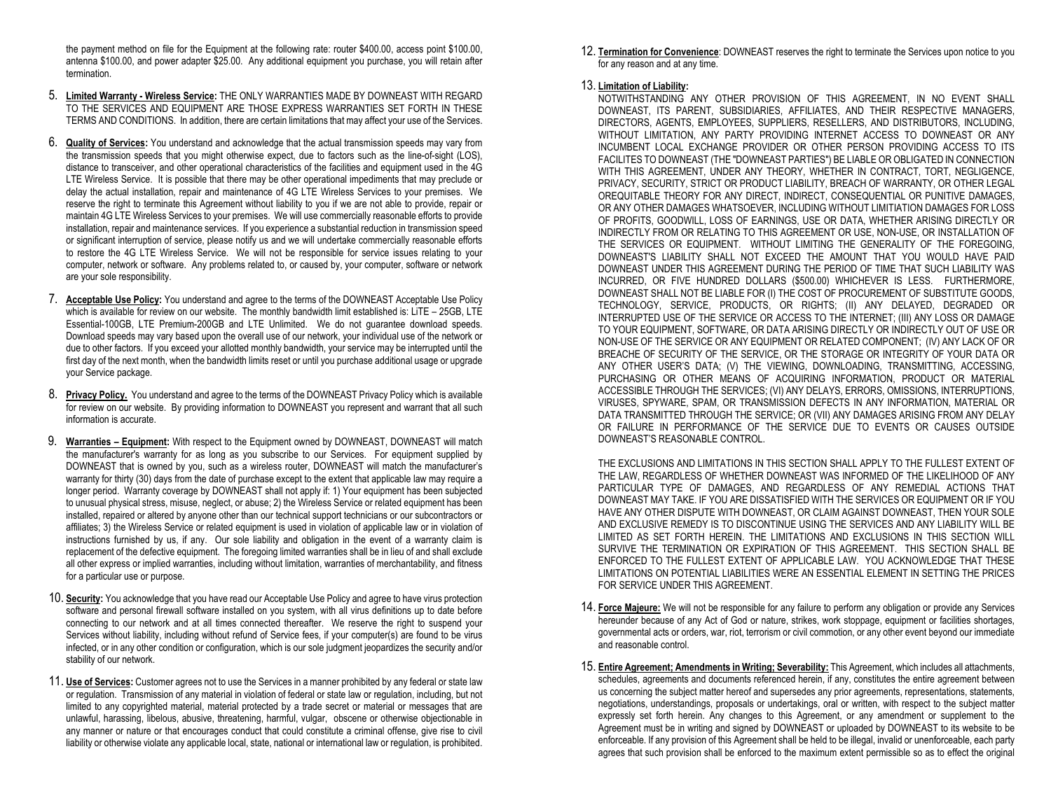the payment method on file for the Equipment at the following rate: router $400.00, access point $100.00, antenna $100.00, and power adapter $25.00. Any additional equipment you purchase, you will retain after termination.

5. **Limited Warranty - Wireless Service:** THE ONLY WARRANTIES MADE BY DOWNEAST WITH REGARD TO THE SERVICES AND EQUIPMENT ARE THOSE EXPRESS WARRANTIES SET FORTH IN THESE TERMS AND CONDITIONS. In addition, there are certain limitations that may affect your use of the Services.

6. **Quality of Services:** You understand and acknowledge that the actual transmission speeds may vary from the transmission speeds that you might otherwise expect, due to factors such as the line-of-sight (LOS), distance to transceiver, and other operational characteristics of the facilities and equipment used in the 4G LTE Wireless Service. It is possible that there may be other operational impediments that may preclude or delay the actual installation, repair and maintenance of 4G LTE Wireless Services to your premises. We reserve the right to terminate this Agreement without liability to you if we are not able to provide, repair or maintain 4G LTE Wireless Services to your premises. We will use commercially reasonable efforts to provide installation, repair and maintenance services. If you experience a substantial reduction in transmission speed or significant interruption of service, please notify us and we will undertake commercially reasonable efforts to restore the 4G LTE Wireless Service. We will not be responsible for service issues relating to your computer, network or software. Any problems related to, or caused by, your computer, software or network are your sole responsibility.

7. **Acceptable Use Policy:** You understand and agree to the terms of the DOWNEAST Acceptable Use Policy which is available for review on our website. The monthly bandwidth limit established is: LiTE – 25GB, LTE Essential-100GB, LTE Premium-200GB and LTE Unlimited. We do not guarantee download speeds. Download speeds may vary based upon the overall use of our network, your individual use of the network or due to other factors. If you exceed your allotted monthly bandwidth, your service may be interrupted until the first day of the next month, when the bandwidth limits reset or until you purchase additional usage or upgrade your Service package.

8. **Privacy Policy.** You understand and agree to the terms of the DOWNEAST Privacy Policy which is available for review on our website. By providing information to DOWNEAST you represent and warrant that all such information is accurate.

9. **Warranties – Equipment:** With respect to the Equipment owned by DOWNEAST, DOWNEAST will match the manufacturer's warranty for as long as you subscribe to our Services. For equipment supplied by DOWNEAST that is owned by you, such as a wireless router, DOWNEAST will match the manufacturer's warranty for thirty (30) days from the date of purchase except to the extent that applicable law may require a longer period. Warranty coverage by DOWNEAST shall not apply if: 1) Your equipment has been subjected to unusual physical stress, misuse, neglect, or abuse; 2) the Wireless Service or related equipment has been installed, repaired or altered by anyone other than our technical support technicians or our subcontractors or affiliates; 3) the Wireless Service or related equipment is used in violation of applicable law or in violation of instructions furnished by us, if any. Our sole liability and obligation in the event of a warranty claim is replacement of the defective equipment. The foregoing limited warranties shall be in lieu of and shall exclude all other express or implied warranties, including without limitation, warranties of merchantability, and fitness for a particular use or purpose.

10. **Security:** You acknowledge that you have read our Acceptable Use Policy and agree to have virus protection software and personal firewall software installed on you system, with all virus definitions up to date before connecting to our network and at all times connected thereafter. We reserve the right to suspend your Services without liability, including without refund of Service fees, if your computer(s) are found to be virus infected, or in any other condition or configuration, which is our sole judgment jeopardizes the security and/or stability of our network.

11. **Use of Services:** Customer agrees not to use the Services in a manner prohibited by any federal or state law or regulation. Transmission of any material in violation of federal or state law or regulation, including, but not limited to any copyrighted material, material protected by a trade secret or material or messages that are unlawful, harassing, libelous, abusive, threatening, harmful, vulgar, obscene or otherwise objectionable in any manner or nature or that encourages conduct that could constitute a criminal offense, give rise to civil liability or otherwise violate any applicable local, state, national or international law or regulation, is prohibited.

12. **Termination for Convenience**: DOWNEAST reserves the right to terminate the Services upon notice to you for any reason and at any time.

13. **Limitation of Liability:**

NOTWITHSTANDING ANY OTHER PROVISION OF THIS AGREEMENT, IN NO EVENT SHALL DOWNEAST, ITS PARENT, SUBSIDIARIES, AFFILIATES, AND THEIR RESPECTIVE MANAGERS, DIRECTORS, AGENTS, EMPLOYEES, SUPPLIERS, RESELLERS, AND DISTRIBUTORS, INCLUDING, WITHOUT LIMITATION, ANY PARTY PROVIDING INTERNET ACCESS TO DOWNEAST OR ANY INCUMBENT LOCAL EXCHANGE PROVIDER OR OTHER PERSON PROVIDING ACCESS TO ITS FACILITES TO DOWNEAST (THE "DOWNEAST PARTIES") BE LIABLE OR OBLIGATED IN CONNECTION WITH THIS AGREEMENT, UNDER ANY THEORY, WHETHER IN CONTRACT, TORT, NEGLIGENCE, PRIVACY, SECURITY, STRICT OR PRODUCT LIABILITY, BREACH OF WARRANTY, OR OTHER LEGAL OREQUITABLE THEORY FOR ANY DIRECT, INDIRECT, CONSEQUENTIAL OR PUNITIVE DAMAGES, OR ANY OTHER DAMAGES WHATSOEVER, INCLUDING WITHOUT LIMITIATION DAMAGES FOR LOSS OF PROFITS, GOODWILL, LOSS OF EARNINGS, USE OR DATA, WHETHER ARISING DIRECTLY OR INDIRECTLY FROM OR RELATING TO THIS AGREEMENT OR USE, NON-USE, OR INSTALLATION OF THE SERVICES OR EQUIPMENT. WITHOUT LIMITING THE GENERALITY OF THE FOREGOING, DOWNEAST"S LIABILITY SHALL NOT EXCEED THE AMOUNT THAT YOU WOULD HAVE PAID DOWNEAST UNDER THIS AGREEMENT DURING THE PERIOD OF TIME THAT SUCH LIABILITY WAS INCURRED, OR FIVE HUNDRED DOLLARS ($500.00) WHICHEVER IS LESS. FURTHERMORE, DOWNEAST SHALL NOT BE LIABLE FOR (I) THE COST OF PROCUREMENT OF SUBSTITUTE GOODS, TECHNOLOGY, SERVICE, PRODUCTS, OR RIGHTS; (II) ANY DELAYED, DEGRADED OR INTERRUPTED USE OF THE SERVICE OR ACCESS TO THE INTERNET; (III) ANY LOSS OR DAMAGE TO YOUR EQUIPMENT, SOFTWARE, OR DATA ARISING DIRECTLY OR INDIRECTLY OUT OF USE OR NON-USE OF THE SERVICE OR ANY EQUIPMENT OR RELATED COMPONENT; (IV) ANY LACK OF OR BREACHE OF SECURITY OF THE SERVICE, OR THE STORAGE OR INTEGRITY OF YOUR DATA OR ANY OTHER USER'S DATA; (V) THE VIEWING, DOWNLOADING, TRANSMITTING, ACCESSING, PURCHASING OR OTHER MEANS OF ACQUIRING INFORMATION, PRODUCT OR MATERIAL ACCESSIBLE THROUGH THE SERVICES; (VI) ANY DELAYS, ERRORS, OMISSIONS, INTERRUPTIONS, VIRUSES, SPYWARE, SPAM, OR TRANSMISSION DEFECTS IN ANY INFORMATION, MATERIAL OR DATA TRANSMITTED THROUGH THE SERVICE; OR (VII) ANY DAMAGES ARISING FROM ANY DELAY OR FAILURE IN PERFORMANCE OF THE SERVICE DUE TO EVENTS OR CAUSES OUTSIDE DOWNEAST'S REASONABLE CONTROL.

THE EXCLUSIONS AND LIMITATIONS IN THIS SECTION SHALL APPLY TO THE FULLEST EXTENT OF THE LAW, REGARDLESS OF WHETHER DOWNEAST WAS INFORMED OF THE LIKELIHOOD OF ANY PARTICULAR TYPE OF DAMAGES, AND REGARDLESS OF ANY REMEDIAL ACTIONS THAT DOWNEAST MAY TAKE. IF YOU ARE DISSATISFIED WITH THE SERVICES OR EQUIPMENT OR IF YOU HAVE ANY OTHER DISPUTE WITH DOWNEAST, OR CLAIM AGAINST DOWNEAST, THEN YOUR SOLE AND EXCLUSIVE REMEDY IS TO DISCONTINUE USING THE SERVICES AND ANY LIABILITY WILL BE LIMITED AS SET FORTH HEREIN. THE LIMITATIONS AND EXCLUSIONS IN THIS SECTION WILL SURVIVE THE TERMINATION OR EXPIRATION OF THIS AGREEMENT. THIS SECTION SHALL BE ENFORCED TO THE FULLEST EXTENT OF APPLICABLE LAW. YOU ACKNOWLEDGE THAT THESE LIMITATIONS ON POTENTIAL LIABILITIES WERE AN ESSENTIAL ELEMENT IN SETTING THE PRICES FOR SERVICE UNDER THIS AGREEMENT.

14. **Force Majeure:** We will not be responsible for any failure to perform any obligation or provide any Services hereunder because of any Act of God or nature, strikes, work stoppage, equipment or facilities shortages, governmental acts or orders, war, riot, terrorism or civil commotion, or any other event beyond our immediate and reasonable control.

15. **Entire Agreement; Amendments in Writing; Severability:** This Agreement, which includes all attachments, schedules, agreements and documents referenced herein, if any, constitutes the entire agreement between us concerning the subject matter hereof and supersedes any prior agreements, representations, statements, negotiations, understandings, proposals or undertakings, oral or written, with respect to the subject matter expressly set forth herein. Any changes to this Agreement, or any amendment or supplement to the Agreement must be in writing and signed by DOWNEAST or uploaded by DOWNEAST to its website to be enforceable. If any provision of this Agreement shall be held to be illegal, invalid or unenforceable, each party agrees that such provision shall be enforced to the maximum extent permissible so as to effect the original